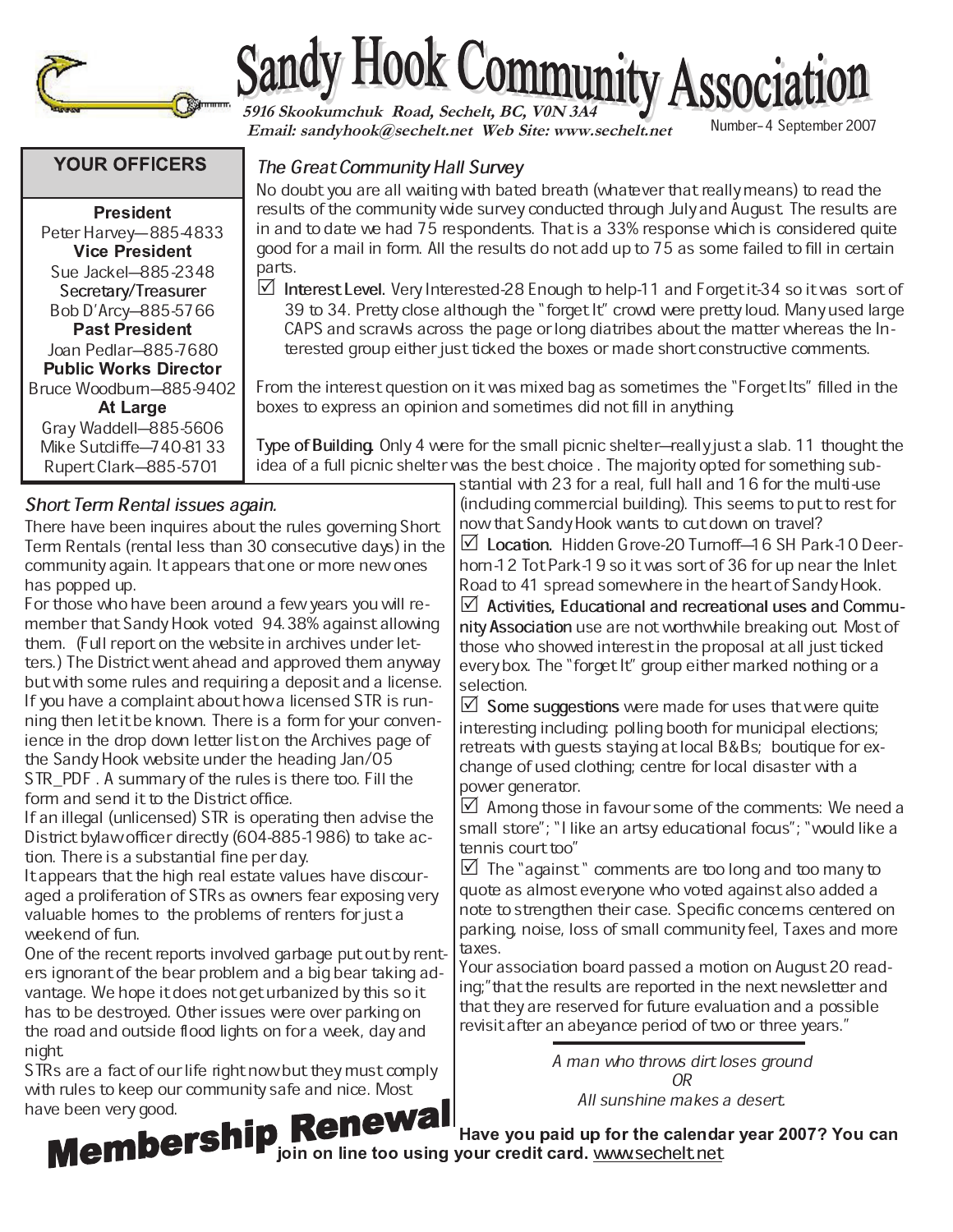# Sandy Hook Community Association

**5916 Skookumchuk Road, Sechelt, BC, V0N 3A4**
**Email: sandyhook@sechelt.net Web Site: www.sechelt.net**

Number- 4 September 2007

## YOUR OFFICERS

**President**
Peter Harvey—885-4833
**Vice President**
Sue Jackel—885-2348
**Secretary/Treasurer**
Bob D'Arcy—885-5766
**Past President**
Joan Pedlar—885-7680
**Public Works Director**
Bruce Woodburn—885-9402
**At Large**
Gray Waddell—885-5606
Mike Sutcliffe—740-8133
Rupert Clark—885-5701

## *The Great Community Hall Survey*

No doubt you are all waiting with bated breath (whatever that really means) to read the results of the community wide survey conducted through July and August. The results are in and to date we had 75 respondents. That is a 33% response which is considered quite good for a mail in form. All the results do not add up to 75 as some failed to fill in certain parts.

☑ **Interest Level.** Very Interested-28 Enough to help-11 and Forget it-34 so it was sort of 39 to 34. Pretty close although the "forget It" crowd were pretty loud. Many used large CAPS and scrawls across the page or long diatribes about the matter whereas the Interested group either just ticked the boxes or made short constructive comments.

From the interest question on it was mixed bag as sometimes the "Forget Its" filled in the boxes to express an opinion and sometimes did not fill in anything.

**Type of Building.** Only 4 were for the small picnic shelter—really just a slab. 11 thought the idea of a full picnic shelter was the best choice . The majority opted for something substantial with 23 for a real, full hall and 16 for the multi-use (including commercial building). This seems to put to rest for now that Sandy Hook wants to cut down on travel?

☑ **Location.** Hidden Grove-20 Turnoff—16 SH Park-10 Deerhorn-12 Tot Park-19 so it was sort of 36 for up near the Inlet Road to 41 spread somewhere in the heart of Sandy Hook.

☑ **Activities, Educational and recreational uses and Community Association** use are not worthwhile breaking out. Most of those who showed interest in the proposal at all just ticked every box. The "forget It" group either marked nothing or a selection.

☑ **Some suggestions** were made for uses that were quite interesting including: polling booth for municipal elections; retreats with guests staying at local B&Bs; boutique for exchange of used clothing; centre for local disaster with a power generator.

☑ Among those in favour some of the comments: We need a small store"; "I like an artsy educational focus"; "would like a tennis court too"

☑ The "against" comments are too long and too many to quote as almost everyone who voted against also added a note to strengthen their case. Specific concerns centered on parking, noise, loss of small community feel, Taxes and more taxes.

Your association board passed a motion on August 20 reading;"that the results are reported in the next newsletter and that they are reserved for future evaluation and a possible revisit after an abeyance period of two or three years."

*A man who throws dirt loses ground*
*OR*
*All sunshine makes a desert.*

## *Short Term Rental issues again.*

There have been inquires about the rules governing Short Term Rentals (rental less than 30 consecutive days) in the community again. It appears that one or more new ones has popped up.

For those who have been around a few years you will remember that Sandy Hook voted 94.38% against allowing them. (Full report on the website in archives under letters.) The District went ahead and approved them anyway but with some rules and requiring a deposit and a license.

If you have a complaint about how a licensed STR is running then let it be known. There is a form for your convenience in the drop down letter list on the Archives page of the Sandy Hook website under the heading Jan/05 STR_PDF . A summary of the rules is there too. Fill the form and send it to the District office.

If an illegal (unlicensed) STR is operating then advise the District bylaw officer directly (604-885-1986) to take action. There is a substantial fine per day.

It appears that the high real estate values have discouraged a proliferation of STRs as owners fear exposing very valuable homes to the problems of renters for just a weekend of fun.

One of the recent reports involved garbage put out by renters ignorant of the bear problem and a big bear taking advantage. We hope it does not get urbanized by this so it has to be destroyed. Other issues were over parking on the road and outside flood lights on for a week, day and night.

STRs are a fact of our life right now but they must comply with rules to keep our community safe and nice. Most have been very good.

## Membership Renewal

**Have you paid up for the calendar year 2007? You can join on line too using your credit card.** www.sechelt.net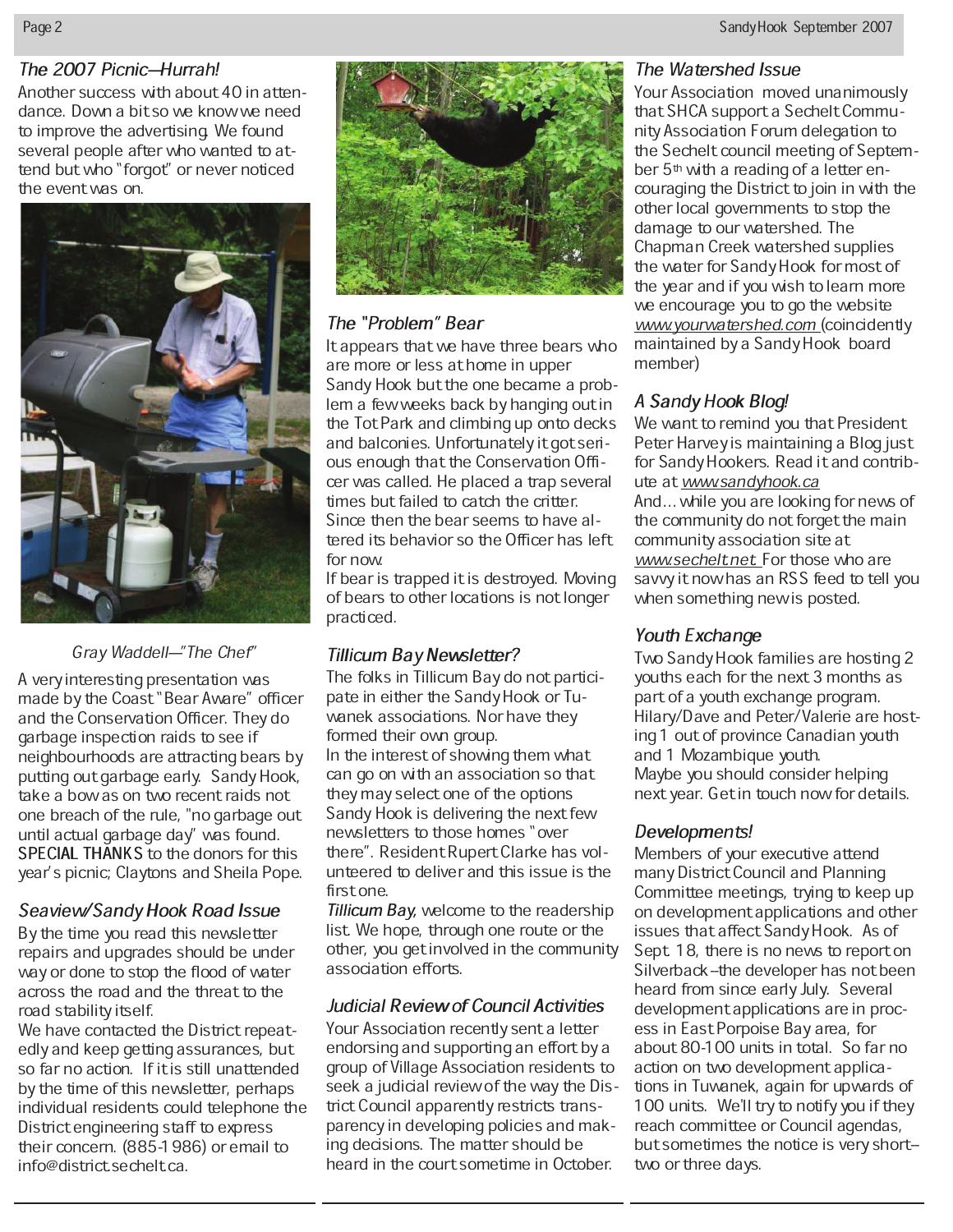### *The 2007 Picnic—Hurrah!*

Another success with about 40 in attendance. Down a bit so we know we need to improve the advertising. We found several people after who wanted to attend but who "forgot" or never noticed the event was on.

*Gray Waddell—"The Chef"*

A very interesting presentation was made by the Coast "Bear Aware" officer and the Conservation Officer. They do garbage inspection raids to see if neighbourhoods are attracting bears by putting out garbage early. Sandy Hook, take a bow as on two recent raids not one breach of the rule, "no garbage out until actual garbage day" was found. **SPECIAL THANKS** to the donors for this year's picnic; Claytons and Sheila Pope.

### *Seaview/Sandy Hook Road Issue*

By the time you read this newsletter repairs and upgrades should be under way or done to stop the flood of water across the road and the threat to the road stability itself.

We have contacted the District repeatedly and keep getting assurances, but so far no action. If it is still unattended by the time of this newsletter, perhaps individual residents could telephone the District engineering staff to express their concern. (885-1986) or email to info@district.sechelt.ca.

### *The "Problem" Bear*

It appears that we have three bears who are more or less at home in upper Sandy Hook but the one became a problem a few weeks back by hanging out in the Tot Park and climbing up onto decks and balconies. Unfortunately it got serious enough that the Conservation Officer was called. He placed a trap several times but failed to catch the critter. Since then the bear seems to have altered its behavior so the Officer has left for now.

If bear is trapped it is destroyed. Moving of bears to other locations is not longer practiced.

### *Tillicum Bay Newsletter?*

The folks in Tillicum Bay do not participate in either the Sandy Hook or Tuwanek associations. Nor have they formed their own group.

In the interest of showing them what can go on with an association so that they may select one of the options Sandy Hook is delivering the next few newsletters to those homes "over there". Resident Rupert Clarke has volunteered to deliver and this issue is the first one.

*Tillicum Bay,* welcome to the readership list. We hope, through one route or the other, you get involved in the community association efforts.

### *Judicial Review of Council Activities*

Your Association recently sent a letter endorsing and supporting an effort by a group of Village Association residents to seek a judicial review of the way the District Council apparently restricts transparency in developing policies and making decisions. The matter should be heard in the court sometime in October.

### *The Watershed Issue*

Your Association moved unanimously that SHCA support a Sechelt Community Association Forum delegation to the Sechelt council meeting of September 5th with a reading of a letter encouraging the District to join in with the other local governments to stop the damage to our watershed. The Chapman Creek watershed supplies the water for Sandy Hook for most of the year and if you wish to learn more we encourage you to go the website www.yourwatershed.com (coincidently maintained by a Sandy Hook board member)

### *A Sandy Hook Blog!*

We want to remind you that President Peter Harvey is maintaining a Blog just for Sandy Hookers. Read it and contribute at www.sandyhook.ca

And… while you are looking for news of the community do not forget the main community association site at www.sechelt.net. For those who are savvy it now has an RSS feed to tell you when something new is posted.

### *Youth Exchange*

Two Sandy Hook families are hosting 2 youths each for the next 3 months as part of a youth exchange program. Hilary/Dave and Peter/Valerie are hosting 1 out of province Canadian youth and 1 Mozambique youth.

Maybe you should consider helping next year. Get in touch now for details.

### *Developments!*

Members of your executive attend many District Council and Planning Committee meetings, trying to keep up on development applications and other issues that affect Sandy Hook. As of Sept. 18, there is no news to report on Silverback–the developer has not been heard from since early July. Several development applications are in process in East Porpoise Bay area, for about 80-100 units in total. So far no action on two development applications in Tuwanek, again for upwards of 100 units. We'll try to notify you if they reach committee or Council agendas, but sometimes the notice is very short–two or three days.